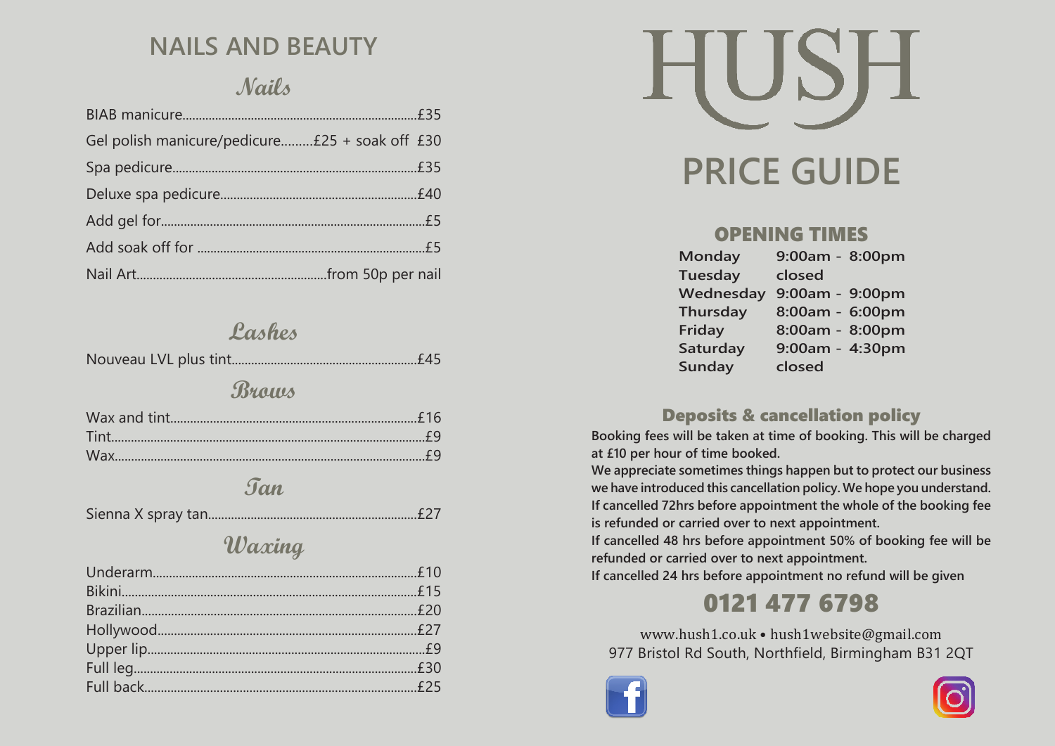## NAILS AND BEAUTY

### Nails

| Service | Price |
|---|---|
| BIAB manicure | £35 |
| Gel polish manicure/pedicure | £25 + soak off £30 |
| Spa pedicure | £35 |
| Deluxe spa pedicure | £40 |
| Add gel for | £5 |
| Add soak off for | £5 |
| Nail Art | from 50p per nail |

### Lashes

| Service | Price |
|---|---|
| Nouveau LVL plus tint | £45 |

### Brows

| Service | Price |
|---|---|
| Wax and tint | £16 |
| Tint | £9 |
| Wax | £9 |

### Tan

| Service | Price |
|---|---|
| Sienna X spray tan | £27 |

### Waxing

| Service | Price |
|---|---|
| Underarm | £10 |
| Bikini | £15 |
| Brazilian | £20 |
| Hollywood | £27 |
| Upper lip | £9 |
| Full leg | £30 |
| Full back | £25 |

# HUSH

# PRICE GUIDE

## OPENING TIMES

| Day | Hours |
|---|---|
| Monday | 9:00am - 8:00pm |
| Tuesday | closed |
| Wednesday | 9:00am - 9:00pm |
| Thursday | 8:00am - 6:00pm |
| Friday | 8:00am - 8:00pm |
| Saturday | 9:00am - 4:30pm |
| Sunday | closed |

## Deposits & cancellation policy

**Booking fees will be taken at time of booking. This will be charged at £10 per hour of time booked.**

**We appreciate sometimes things happen but to protect our business we have introduced this cancellation policy. We hope you understand.**

**If cancelled 72hrs before appointment the whole of the booking fee is refunded or carried over to next appointment.**

**If cancelled 48 hrs before appointment 50% of booking fee will be refunded or carried over to next appointment.**

**If cancelled 24 hrs before appointment no refund will be given**

## 0121 477 6798

www.hush1.co.uk • hush1website@gmail.com

977 Bristol Rd South, Northfield, Birmingham B31 2QT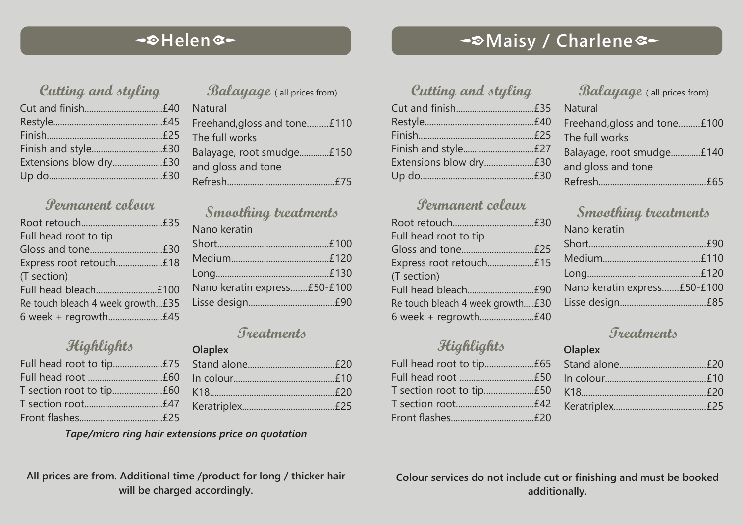# Helen

## Cutting and styling

Cut and finish.................................£40
Restyle.............................................£45
Finish................................................£25
Finish and style..............................£30
Extensions blow dry.....................£30
Up do................................................£30

## Permanent colour

Root retouch..................................£35
Full head root to tip
Gloss and tone..............................£30
Express root retouch...................£18
(T section)
Full head bleach..........................£100
Re touch bleach 4 week growth...£35
6 week + regrowth.......................£45

## Highlights

Full head root to tip.....................£75
Full head root ...............................£60
T section root to tip.....................£60
T section root.................................£47
Front flashes...................................£25

## Balayage ( all prices from)

Natural
Freehand,gloss and tone.........£110
The full works
Balayage, root smudge.............£150
and gloss and tone
Refresh..............................................£75

## Smoothing treatments

Nano keratin
Short................................................£100
Medium.........................................£120
Long................................................£130
Nano keratin express.......£50-£100
Lisse design....................................£90

## Treatments

**Olaplex**
Stand alone....................................£20
In colour..........................................£10
K18.....................................................£20
Keratriplex.......................................£25

***Tape/micro ring hair extensions price on quotation***

**All prices are from. Additional time /product for long / thicker hair will be charged accordingly.**

# Maisy / Charlene

## Cutting and styling

Cut and finish.................................£35
Restyle.............................................£40
Finish................................................£25
Finish and style..............................£27
Extensions blow dry.....................£30
Up do................................................£30

## Permanent colour

Root retouch..................................£30
Full head root to tip
Gloss and tone..............................£25
Express root retouch...................£15
(T section)
Full head bleach............................£90
Re touch bleach 4 week growth.....£30
6 week + regrowth.......................£40

## Highlights

Full head root to tip.....................£65
Full head root ...............................£50
T section root to tip.....................£50
T section root.................................£42
Front flashes...................................£20

## Balayage ( all prices from)

Natural
Freehand,gloss and tone.........£100
The full works
Balayage, root smudge.............£140
and gloss and tone
Refresh..............................................£65

## Smoothing treatments

Nano keratin
Short..................................................£90
Medium.........................................£110
Long................................................£120
Nano keratin express.......£50-£100
Lisse design....................................£85

## Treatments

**Olaplex**
Stand alone....................................£20
In colour..........................................£10
K18.....................................................£20
Keratriplex.......................................£25

**Colour services do not include cut or finishing and must be booked additionally.**